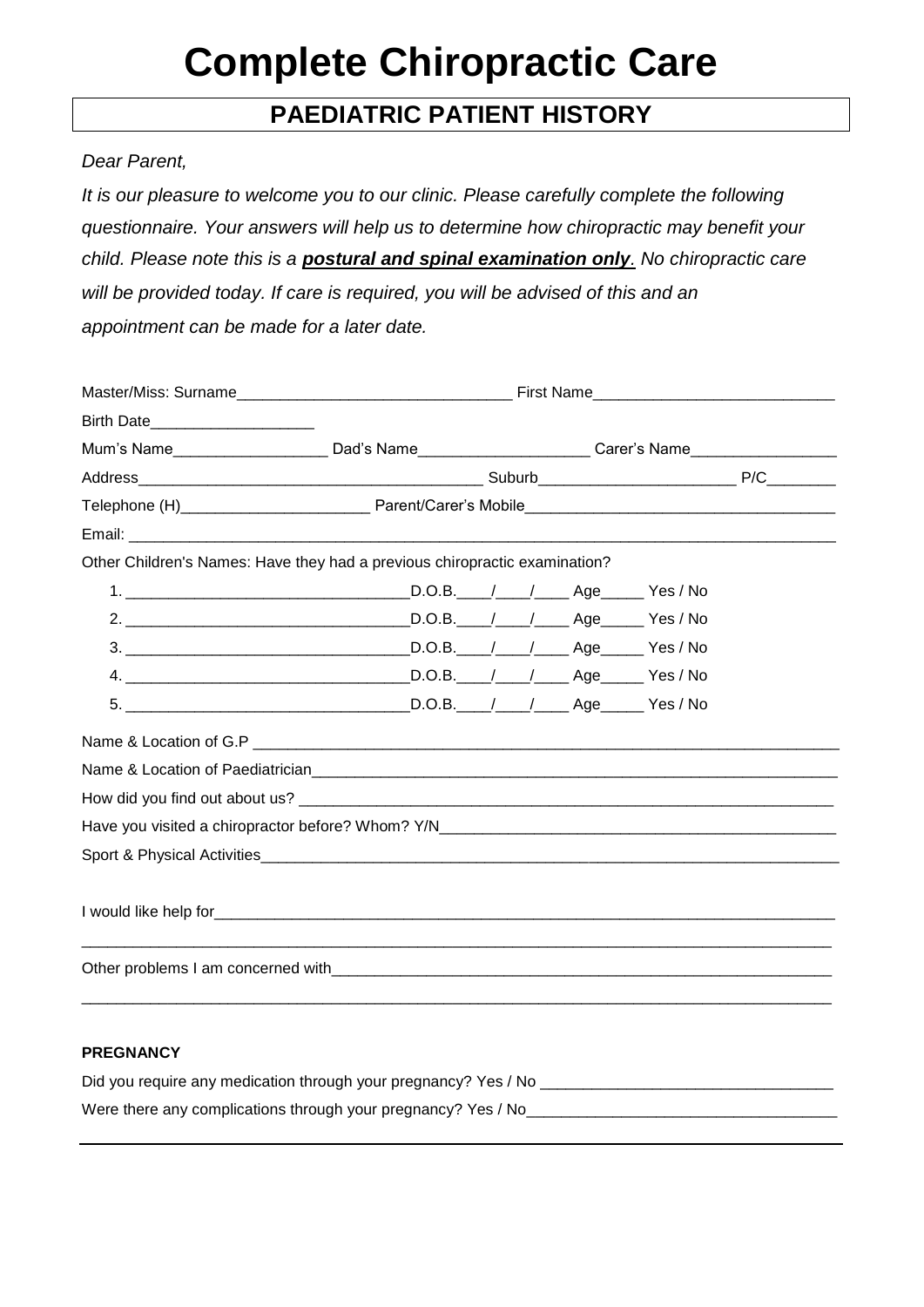# Complete Chiropractic Care

## PAEDIATRIC PATIENT HISTORY

*Dear Parent,*

*It is our pleasure to welcome you to our clinic. Please carefully complete the following questionnaire. Your answers will help us to determine how chiropractic may benefit your child. Please note this is a* ***postural and spinal examination only****. No chiropractic care will be provided today. If care is required, you will be advised of this and an appointment can be made for a later date.*

Master/Miss: Surname________________________________ First Name____________________________

Birth Date____________________

Mum's Name__________________ Dad's Name____________________ Carer's Name_________________

Address________________________________________ Suburb_______________________ P/C________

Telephone (H)______________________ Parent/Carer's Mobile____________________________________

Email: ______________________________________________________________________________

Other Children's Names: Have they had a previous chiropractic examination?

1. _________________________________D.O.B.____/____/____ Age_____ Yes / No
2. _________________________________D.O.B.____/____/____ Age_____ Yes / No
3. _________________________________D.O.B.____/____/____ Age_____ Yes / No
4. _________________________________D.O.B.____/____/____ Age_____ Yes / No
5. _________________________________D.O.B.____/____/____ Age_____ Yes / No

Name & Location of G.P ______________________________________________________________________

Name & Location of Paediatrician_______________________________________________________________

How did you find out about us? _______________________________________________________________

Have you visited a chiropractor before? Whom? Y/N_______________________________________________

Sport & Physical Activities____________________________________________________________________

I would like help for__________________________________________________________________________

_____________________________________________________________________________________________

Other problems I am concerned with____________________________________________________________

_____________________________________________________________________________________________

**PREGNANCY**

Did you require any medication through your pregnancy? Yes / No __________________________________

Were there any complications through your pregnancy? Yes / No____________________________________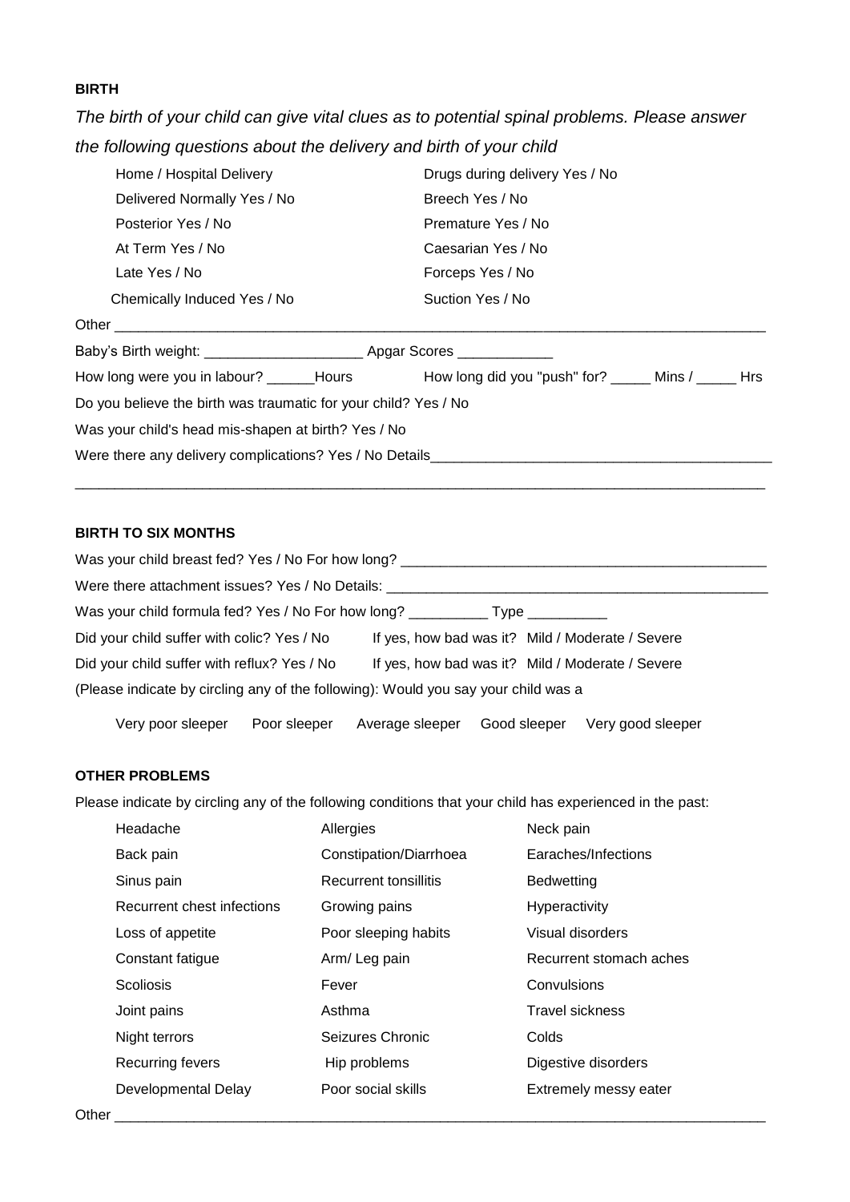**BIRTH**

*The birth of your child can give vital clues as to potential spinal problems. Please answer the following questions about the delivery and birth of your child*

| | |
|---|---|
| Home / Hospital Delivery | Drugs during delivery Yes / No |
| Delivered Normally Yes / No | Breech Yes / No |
| Posterior Yes / No | Premature Yes / No |
| At Term Yes / No | Caesarian Yes / No |
| Late Yes / No | Forceps Yes / No |
| Chemically Induced Yes / No | Suction Yes / No |

Other ___________________________________________________________________________

Baby's Birth weight: ____________________ Apgar Scores ____________

How long were you in labour? ______Hours How long did you "push" for? _____ Mins / _____ Hrs

Do you believe the birth was traumatic for your child? Yes / No

Was your child's head mis-shapen at birth? Yes / No

Were there any delivery complications? Yes / No Details___________________________________________

___________________________________________________________________________

**BIRTH TO SIX MONTHS**

Was your child breast fed? Yes / No For how long? _______________________________________________

Were there attachment issues? Yes / No Details: _______________________________________________

Was your child formula fed? Yes / No For how long? __________ Type __________

Did your child suffer with colic? Yes / No If yes, how bad was it? Mild / Moderate / Severe

Did your child suffer with reflux? Yes / No If yes, how bad was it? Mild / Moderate / Severe

(Please indicate by circling any of the following): Would you say your child was a

Very poor sleeper Poor sleeper Average sleeper Good sleeper Very good sleeper

**OTHER PROBLEMS**

Please indicate by circling any of the following conditions that your child has experienced in the past:

| | | |
|---|---|---|
| Headache | Allergies | Neck pain |
| Back pain | Constipation/Diarrhoea | Earaches/Infections |
| Sinus pain | Recurrent tonsillitis | Bedwetting |
| Recurrent chest infections | Growing pains | Hyperactivity |
| Loss of appetite | Poor sleeping habits | Visual disorders |
| Constant fatigue | Arm/ Leg pain | Recurrent stomach aches |
| Scoliosis | Fever | Convulsions |
| Joint pains | Asthma | Travel sickness |
| Night terrors | Seizures Chronic | Colds |
| Recurring fevers | Hip problems | Digestive disorders |
| Developmental Delay | Poor social skills | Extremely messy eater |

Other ___________________________________________________________________________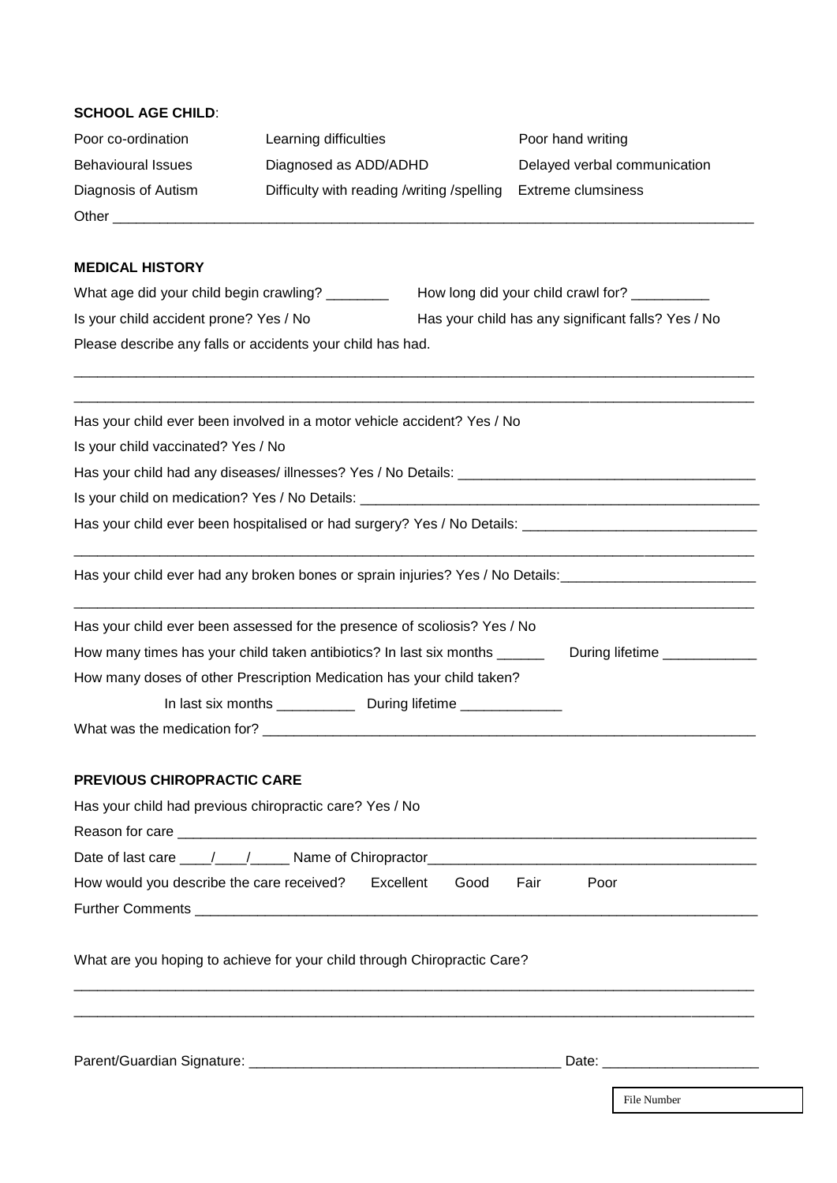**SCHOOL AGE CHILD**:

| | | |
|---|---|---|
| Poor co-ordination | Learning difficulties | Poor hand writing |
| Behavioural Issues | Diagnosed as ADD/ADHD | Delayed verbal communication |
| Diagnosis of Autism | Difficulty with reading /writing /spelling | Extreme clumsiness |

Other ___________________________________________________________________________________

**MEDICAL HISTORY**

What age did your child begin crawling? ________ How long did your child crawl for? __________

Is your child accident prone? Yes / No Has your child has any significant falls? Yes / No

Please describe any falls or accidents your child has had.

___________________________________________________________________________________________

___________________________________________________________________________________________

Has your child ever been involved in a motor vehicle accident? Yes / No

Is your child vaccinated? Yes / No

Has your child had any diseases/ illnesses? Yes / No Details: _______________________________________

Is your child on medication? Yes / No Details: _____________________________________________________

Has your child ever been hospitalised or had surgery? Yes / No Details: ______________________________

___________________________________________________________________________________________

Has your child ever had any broken bones or sprain injuries? Yes / No Details:_________________________

___________________________________________________________________________________________

Has your child ever been assessed for the presence of scoliosis? Yes / No

How many times has your child taken antibiotics? In last six months ______ During lifetime ____________

How many doses of other Prescription Medication has your child taken?

In last six months __________ During lifetime _____________

What was the medication for? _________________________________________________________________

**PREVIOUS CHIROPRACTIC CARE**

Has your child had previous chiropractic care? Yes / No

Reason for care ____________________________________________________________________________

Date of last care ____/____/_____ Name of Chiropractor___________________________________________

How would you describe the care received? Excellent Good Fair Poor

Further Comments __________________________________________________________________________

What are you hoping to achieve for your child through Chiropractic Care?

___________________________________________________________________________________________

___________________________________________________________________________________________

Parent/Guardian Signature: ________________________________________ Date: ____________________

File Number